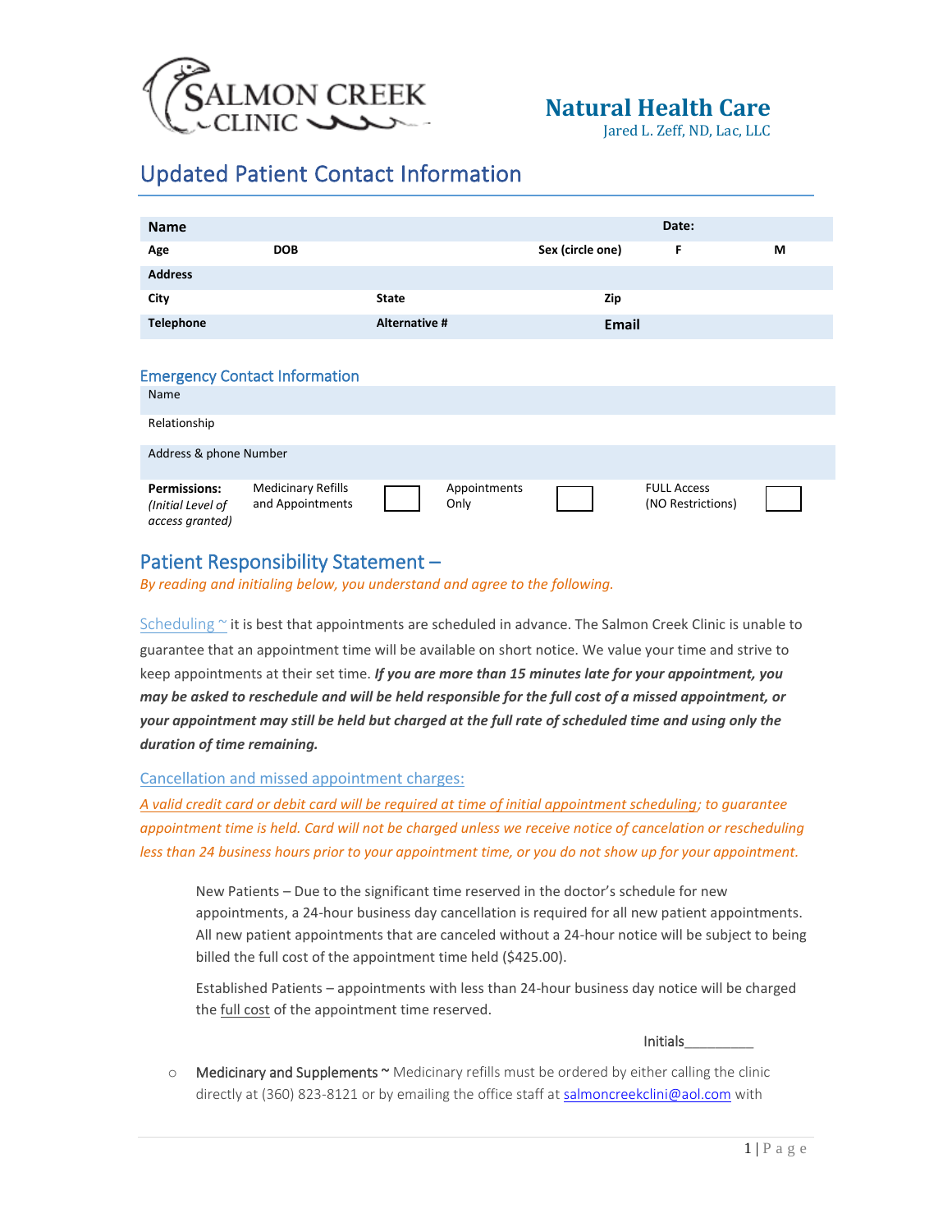SALMON CREEK CLINIC

**Natural Health Care**
Jared L. Zeff, ND, Lac, LLC

# Updated Patient Contact Information

| **Name** | | | | **Date:** | |
|---|---|---|---|---|---|
| **Age** | **DOB** | | **Sex (circle one)** | **F** | **M** |
| **Address** | | | | | |
| **City** | | **State** | **Zip** | | |
| **Telephone** | | **Alternative #** | **Email** | | |

## Emergency Contact Information

| Name | | | | | | |
|---|---|---|---|---|---|---|
| Relationship | | | | | | |
| Address & phone Number | | | | | | |
| **Permissions:** *(Initial Level of access granted)* | Medicinary Refills and Appointments | ☐ | Appointments Only | ☐ | FULL Access (NO Restrictions) | ☐ |

## Patient Responsibility Statement –

*By reading and initialing below, you understand and agree to the following.*

Scheduling ~ it is best that appointments are scheduled in advance. The Salmon Creek Clinic is unable to guarantee that an appointment time will be available on short notice. We value your time and strive to keep appointments at their set time. ***If you are more than 15 minutes late for your appointment, you may be asked to reschedule and will be held responsible for the full cost of a missed appointment, or your appointment may still be held but charged at the full rate of scheduled time and using only the duration of time remaining.***

Cancellation and missed appointment charges:

*A valid credit card or debit card will be required at time of initial appointment scheduling; to guarantee appointment time is held. Card will not be charged unless we receive notice of cancelation or rescheduling less than 24 business hours prior to your appointment time, or you do not show up for your appointment.*

New Patients – Due to the significant time reserved in the doctor's schedule for new appointments, a 24-hour business day cancellation is required for all new patient appointments. All new patient appointments that are canceled without a 24-hour notice will be subject to being billed the full cost of the appointment time held ($425.00).

Established Patients – appointments with less than 24-hour business day notice will be charged the full cost of the appointment time reserved.

Initials_________

- Medicinary and Supplements ~ Medicinary refills must be ordered by either calling the clinic directly at (360) 823-8121 or by emailing the office staff at salmoncreekclini@aol.com with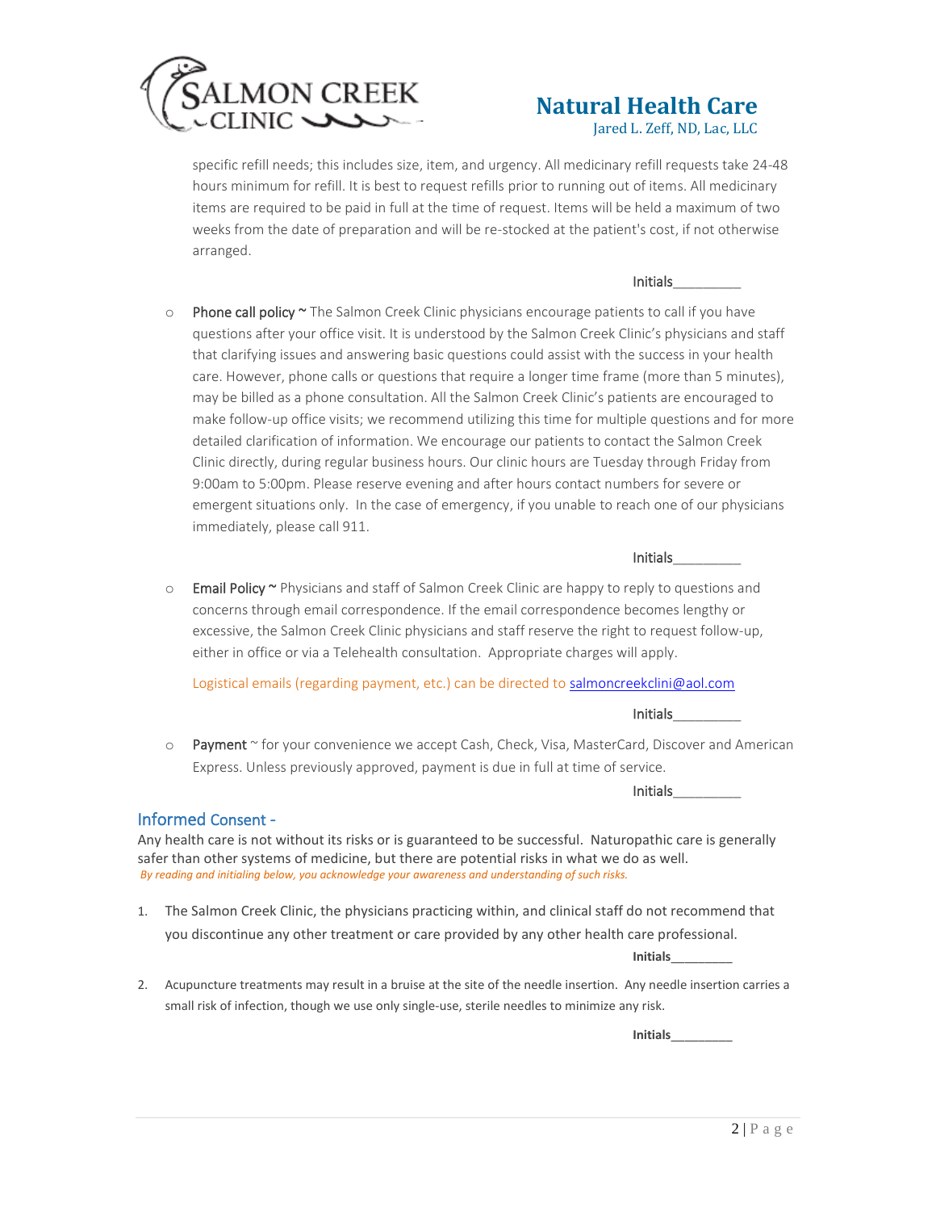specific refill needs; this includes size, item, and urgency. All medicinary refill requests take 24-48 hours minimum for refill. It is best to request refills prior to running out of items. All medicinary items are required to be paid in full at the time of request. Items will be held a maximum of two weeks from the date of preparation and will be re-stocked at the patient's cost, if not otherwise arranged.

Initials_________

- Phone call policy ~ The Salmon Creek Clinic physicians encourage patients to call if you have questions after your office visit. It is understood by the Salmon Creek Clinic's physicians and staff that clarifying issues and answering basic questions could assist with the success in your health care. However, phone calls or questions that require a longer time frame (more than 5 minutes), may be billed as a phone consultation. All the Salmon Creek Clinic's patients are encouraged to make follow-up office visits; we recommend utilizing this time for multiple questions and for more detailed clarification of information. We encourage our patients to contact the Salmon Creek Clinic directly, during regular business hours. Our clinic hours are Tuesday through Friday from 9:00am to 5:00pm. Please reserve evening and after hours contact numbers for severe or emergent situations only. In the case of emergency, if you unable to reach one of our physicians immediately, please call 911.

  Initials_________

- Email Policy ~ Physicians and staff of Salmon Creek Clinic are happy to reply to questions and concerns through email correspondence. If the email correspondence becomes lengthy or excessive, the Salmon Creek Clinic physicians and staff reserve the right to request follow-up, either in office or via a Telehealth consultation. Appropriate charges will apply.

  Logistical emails (regarding payment, etc.) can be directed to salmoncreekclini@aol.com

  Initials_________

- Payment ~ for your convenience we accept Cash, Check, Visa, MasterCard, Discover and American Express. Unless previously approved, payment is due in full at time of service.

  Initials_________

## Informed Consent -

Any health care is not without its risks or is guaranteed to be successful. Naturopathic care is generally safer than other systems of medicine, but there are potential risks in what we do as well.

*By reading and initialing below, you acknowledge your awareness and understanding of such risks.*

1. The Salmon Creek Clinic, the physicians practicing within, and clinical staff do not recommend that you discontinue any other treatment or care provided by any other health care professional.

   **Initials_________**

2. Acupuncture treatments may result in a bruise at the site of the needle insertion. Any needle insertion carries a small risk of infection, though we use only single-use, sterile needles to minimize any risk.

   **Initials_________**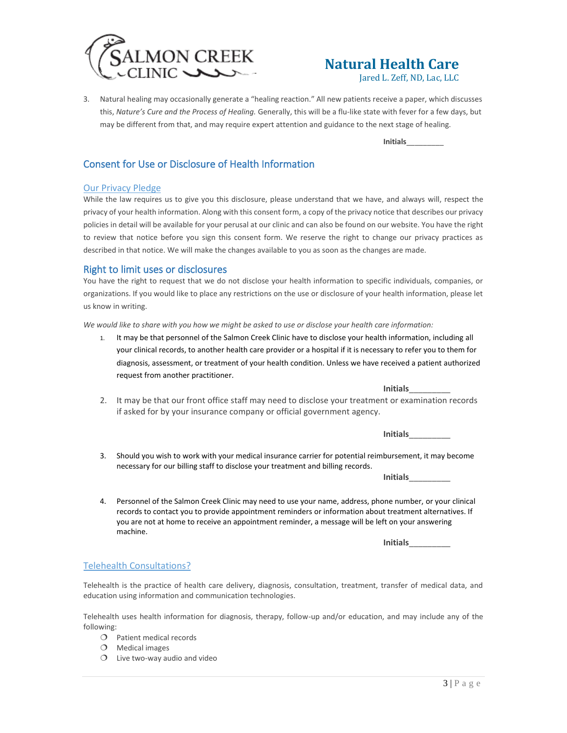3. Natural healing may occasionally generate a "healing reaction." All new patients receive a paper, which discusses this, *Nature's Cure and the Process of Healing.* Generally, this will be a flu-like state with fever for a few days, but may be different from that, and may require expert attention and guidance to the next stage of healing.

**Initials**_________

## Consent for Use or Disclosure of Health Information

### Our Privacy Pledge

While the law requires us to give you this disclosure, please understand that we have, and always will, respect the privacy of your health information. Along with this consent form, a copy of the privacy notice that describes our privacy policies in detail will be available for your perusal at our clinic and can also be found on our website. You have the right to review that notice before you sign this consent form. We reserve the right to change our privacy practices as described in that notice. We will make the changes available to you as soon as the changes are made.

### Right to limit uses or disclosures

You have the right to request that we do not disclose your health information to specific individuals, companies, or organizations. If you would like to place any restrictions on the use or disclosure of your health information, please let us know in writing.

*We would like to share with you how we might be asked to use or disclose your health care information:*

1. It may be that personnel of the Salmon Creek Clinic have to disclose your health information, including all your clinical records, to another health care provider or a hospital if it is necessary to refer you to them for diagnosis, assessment, or treatment of your health condition. Unless we have received a patient authorized request from another practitioner.

   **Initials**_________

2. It may be that our front office staff may need to disclose your treatment or examination records if asked for by your insurance company or official government agency.

   **Initials**_________

3. Should you wish to work with your medical insurance carrier for potential reimbursement, it may become necessary for our billing staff to disclose your treatment and billing records.

   **Initials**_________

4. Personnel of the Salmon Creek Clinic may need to use your name, address, phone number, or your clinical records to contact you to provide appointment reminders or information about treatment alternatives. If you are not at home to receive an appointment reminder, a message will be left on your answering machine.

   **Initials**_________

### Telehealth Consultations?

Telehealth is the practice of health care delivery, diagnosis, consultation, treatment, transfer of medical data, and education using information and communication technologies.

Telehealth uses health information for diagnosis, therapy, follow-up and/or education, and may include any of the following:

- Patient medical records
- Medical images
- Live two-way audio and video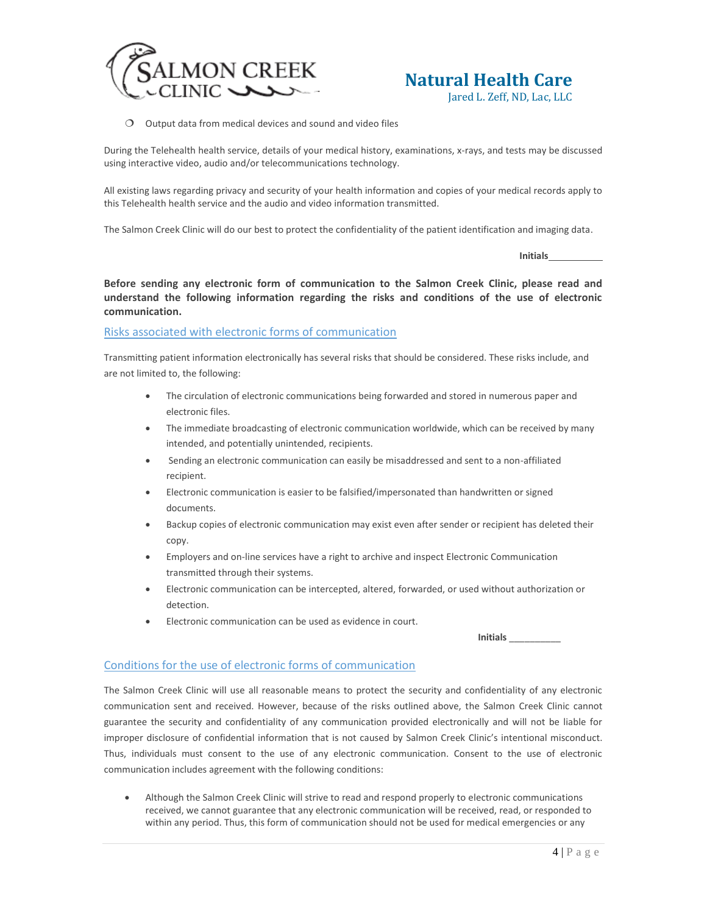- Output data from medical devices and sound and video files

During the Telehealth health service, details of your medical history, examinations, x-rays, and tests may be discussed using interactive video, audio and/or telecommunications technology.

All existing laws regarding privacy and security of your health information and copies of your medical records apply to this Telehealth health service and the audio and video information transmitted.

The Salmon Creek Clinic will do our best to protect the confidentiality of the patient identification and imaging data.

**Initials**___________

**Before sending any electronic form of communication to the Salmon Creek Clinic, please read and understand the following information regarding the risks and conditions of the use of electronic communication.**

## Risks associated with electronic forms of communication

Transmitting patient information electronically has several risks that should be considered. These risks include, and are not limited to, the following:

- The circulation of electronic communications being forwarded and stored in numerous paper and electronic files.
- The immediate broadcasting of electronic communication worldwide, which can be received by many intended, and potentially unintended, recipients.
- Sending an electronic communication can easily be misaddressed and sent to a non-affiliated recipient.
- Electronic communication is easier to be falsified/impersonated than handwritten or signed documents.
- Backup copies of electronic communication may exist even after sender or recipient has deleted their copy.
- Employers and on-line services have a right to archive and inspect Electronic Communication transmitted through their systems.
- Electronic communication can be intercepted, altered, forwarded, or used without authorization or detection.
- Electronic communication can be used as evidence in court.

**Initials** __________

## Conditions for the use of electronic forms of communication

The Salmon Creek Clinic will use all reasonable means to protect the security and confidentiality of any electronic communication sent and received. However, because of the risks outlined above, the Salmon Creek Clinic cannot guarantee the security and confidentiality of any communication provided electronically and will not be liable for improper disclosure of confidential information that is not caused by Salmon Creek Clinic's intentional misconduct. Thus, individuals must consent to the use of any electronic communication. Consent to the use of electronic communication includes agreement with the following conditions:

- Although the Salmon Creek Clinic will strive to read and respond properly to electronic communications received, we cannot guarantee that any electronic communication will be received, read, or responded to within any period. Thus, this form of communication should not be used for medical emergencies or any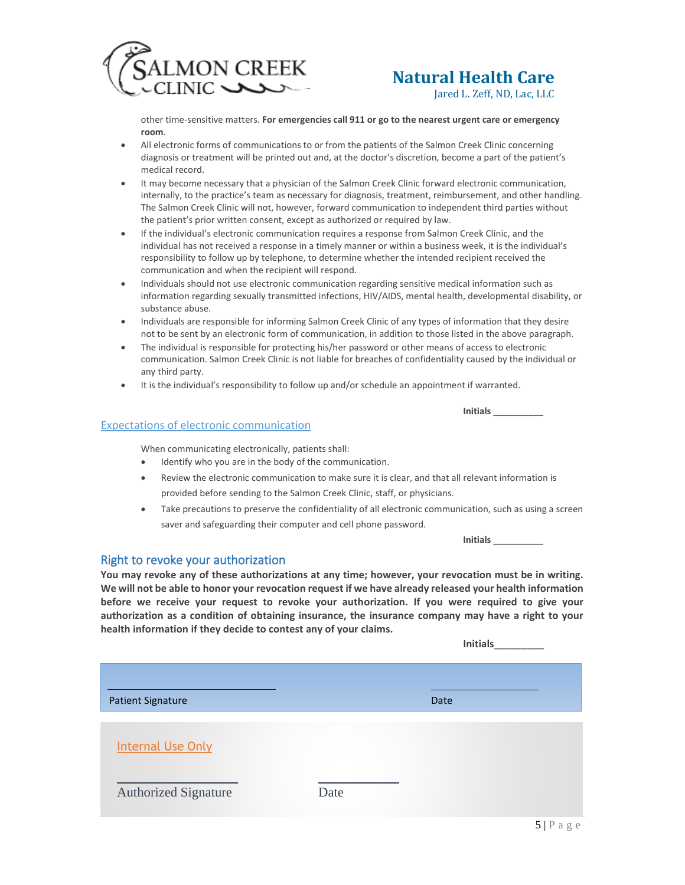other time-sensitive matters. **For emergencies call 911 or go to the nearest urgent care or emergency room**.

- All electronic forms of communications to or from the patients of the Salmon Creek Clinic concerning diagnosis or treatment will be printed out and, at the doctor's discretion, become a part of the patient's medical record.
- It may become necessary that a physician of the Salmon Creek Clinic forward electronic communication, internally, to the practice's team as necessary for diagnosis, treatment, reimbursement, and other handling. The Salmon Creek Clinic will not, however, forward communication to independent third parties without the patient's prior written consent, except as authorized or required by law.
- If the individual's electronic communication requires a response from Salmon Creek Clinic, and the individual has not received a response in a timely manner or within a business week, it is the individual's responsibility to follow up by telephone, to determine whether the intended recipient received the communication and when the recipient will respond.
- Individuals should not use electronic communication regarding sensitive medical information such as information regarding sexually transmitted infections, HIV/AIDS, mental health, developmental disability, or substance abuse.
- Individuals are responsible for informing Salmon Creek Clinic of any types of information that they desire not to be sent by an electronic form of communication, in addition to those listed in the above paragraph.
- The individual is responsible for protecting his/her password or other means of access to electronic communication. Salmon Creek Clinic is not liable for breaches of confidentiality caused by the individual or any third party.
- It is the individual's responsibility to follow up and/or schedule an appointment if warranted.

**Initials** __________

## Expectations of electronic communication

When communicating electronically, patients shall:

- Identify who you are in the body of the communication.
- Review the electronic communication to make sure it is clear, and that all relevant information is provided before sending to the Salmon Creek Clinic, staff, or physicians.
- Take precautions to preserve the confidentiality of all electronic communication, such as using a screen saver and safeguarding their computer and cell phone password.

**Initials** __________

## Right to revoke your authorization

**You may revoke any of these authorizations at any time; however, your revocation must be in writing. We will not be able to honor your revocation request if we have already released your health information before we receive your request to revoke your authorization. If you were required to give your authorization as a condition of obtaining insurance, the insurance company may have a right to your health information if they decide to contest any of your claims.**

**Initials**_________

______________________________ Patient Signature

____________________ Date

Internal Use Only

____________________ Authorized Signature

______________ Date